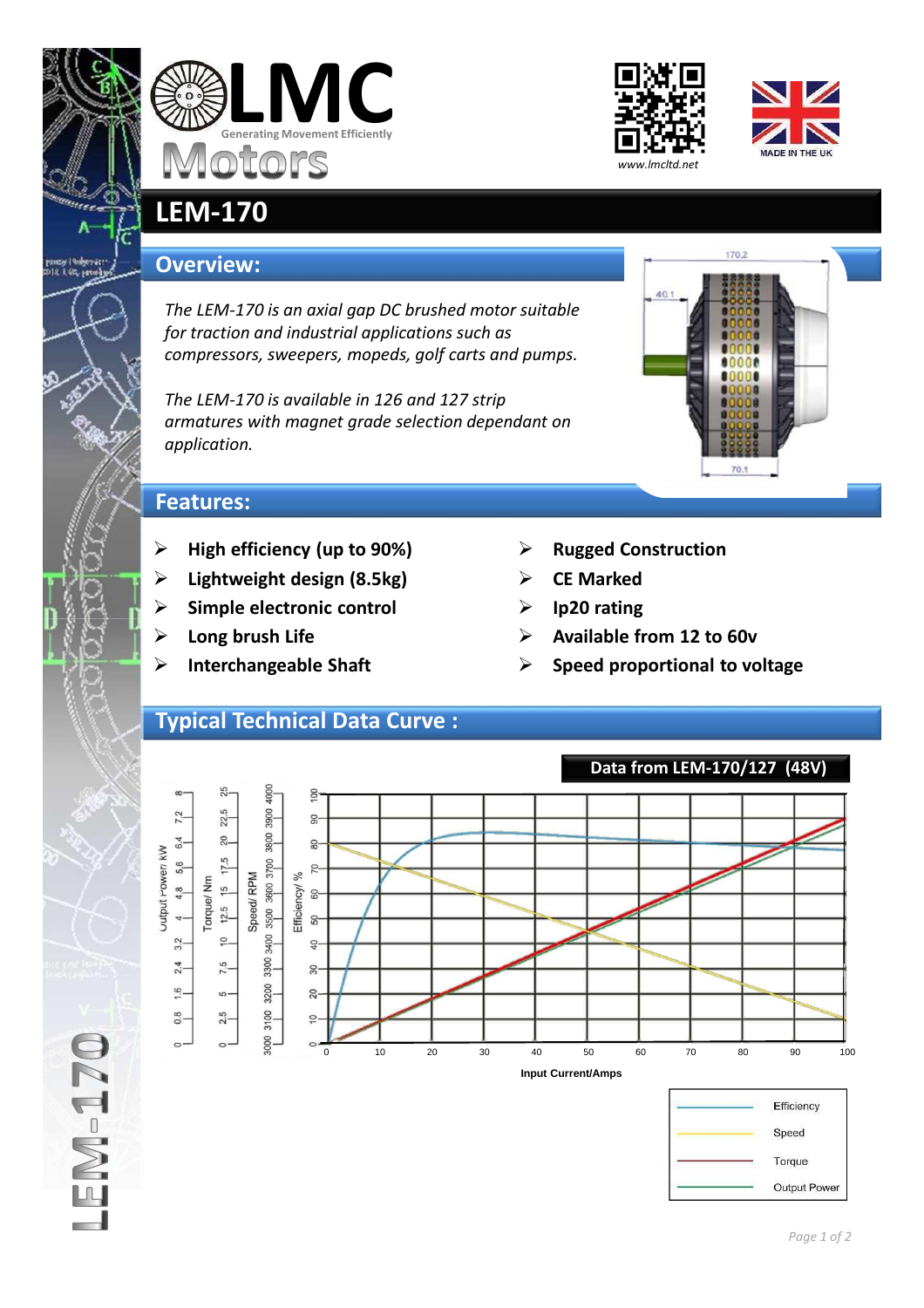# LMC Motors

Generating Movement Efficiently

www.lmcltd.net

MADE IN THE UK

# LEM-170

## Overview:

*The LEM-170 is an axial gap DC brushed motor suitable for traction and industrial applications such as compressors, sweepers, mopeds, golf carts and pumps.*

*The LEM-170 is available in 126 and 127 strip armatures with magnet grade selection dependant on application.*

## Features:

- **High efficiency (up to 90%)**
- **Lightweight design (8.5kg)**
- **Simple electronic control**
- **Long brush Life**
- **Interchangeable Shaft**
- **Rugged Construction**
- **CE Marked**
- **Ip20 rating**
- **Available from 12 to 60v**
- **Speed proportional to voltage**

## Typical Technical Data Curve :

**Data from LEM-170/127 (48V)**

Output Power/ kW: 0, 0.8, 1.6, 2.4, 3.2, 4, 4.8, 5.6, 6.4, 7.2, 8

Torque/ Nm: 0, 2.5, 5, 7.5, 10, 12.5, 15, 17.5, 20, 22.5, 25

Speed/ RPM: 3000, 3100, 3200, 3300, 3400, 3500, 3600, 3700, 3800, 3900, 4000

Efficiency/ %: 0, 10, 20, 30, 40, 50, 60, 70, 80, 90, 100

Input Current/Amps: 0, 10, 20, 30, 40, 50, 60, 70, 80, 90, 100

Legend: Efficiency, Speed, Torque, Output Power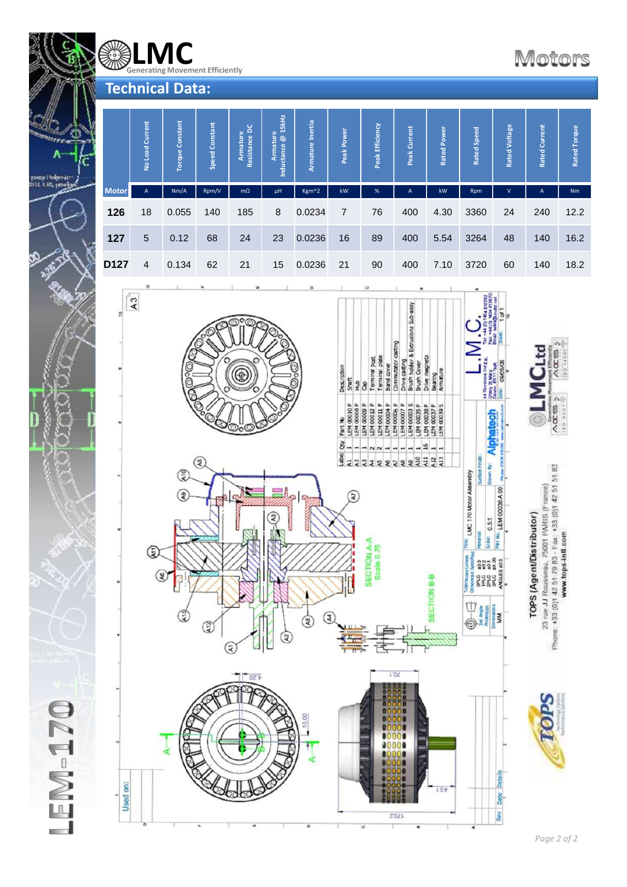# LMC

Generating Movement Efficiently

**Motors**

## Technical Data:

| Motor | No Load Current | Torque Constant | Speed Constant | Armature Resistance DC | Armature Inductance @ 15kHz | Armature Inertia | Peak Power | Peak Efficiency | Peak Current | Rated Power | Rated Speed | Rated Voltage | Rated Current | Rated Torque |
|---|---|---|---|---|---|---|---|---|---|---|---|---|---|---|
| | A | Nm/A | Rpm/V | mΩ | µH | Kgm^2 | kW | % | A | kW | Rpm | V | A | Nm |
| **126** | 18 | 0.055 | 140 | 185 | 8 | 0.0234 | 7 | 76 | 400 | 4.30 | 3360 | 24 | 240 | 12.2 |
| **127** | 5 | 0.12 | 68 | 24 | 23 | 0.0236 | 16 | 89 | 400 | 5.54 | 3264 | 48 | 140 | 16.2 |
| **D127** | 4 | 0.134 | 62 | 21 | 15 | 0.0236 | 21 | 90 | 400 | 7.10 | 3720 | 60 | 140 | 18.2 |

| Label | Qty | Part No | Description |
|---|---|---|---|
| A1 | 1 | LEM 00010 P | Shaft |
| A2 | 1 | LEM 00008 P | Hub |
| A3 | 1 | LEM 00009 P | Cap |
| A4 | 2 | LEM 00012 P | Terminal post |
| A5 | 2 | LEM 00011 P | Terminal plate |
| A6 | 1 | LEM 00004 P | Band cover |
| A7 | 1 | LEM 00006 P | Commutator casting |
| A8 | 1 | LEM 00007 P | Drive casting |
| A9 | 1 | LEM 00003 S | Brush holder & Extrusions Sub-assy |
| A10 | 1 | LEM 00035 P | Brush Cover |
| A11 | 16 | LEM 00038 P | Drive magnets |
| A12 | 1 | LEM 00037 P | Bearing |
| A13 | 1 | LEM 00039 S | Armature |

SECTION A-A Scale 0.75

SECTION B-B

Title: LMC 170 Motor Assembly

Scale: 0.5:1

Part No.: LEM 00036 A 00

Date: 09/05/08

Sheet: 1 of 1

L.M.C.

Alphatech

A3

Used on:

LMC Ltd

TOPS (Agent/Distributor)

23 rue JJ Rousseau, 75001 PARIS (France)

Phone: +33 (0)1 42 51 79 83 - Fax: +33 (0)1 42 51 51 83

www.tops-intl.com

LEM-170